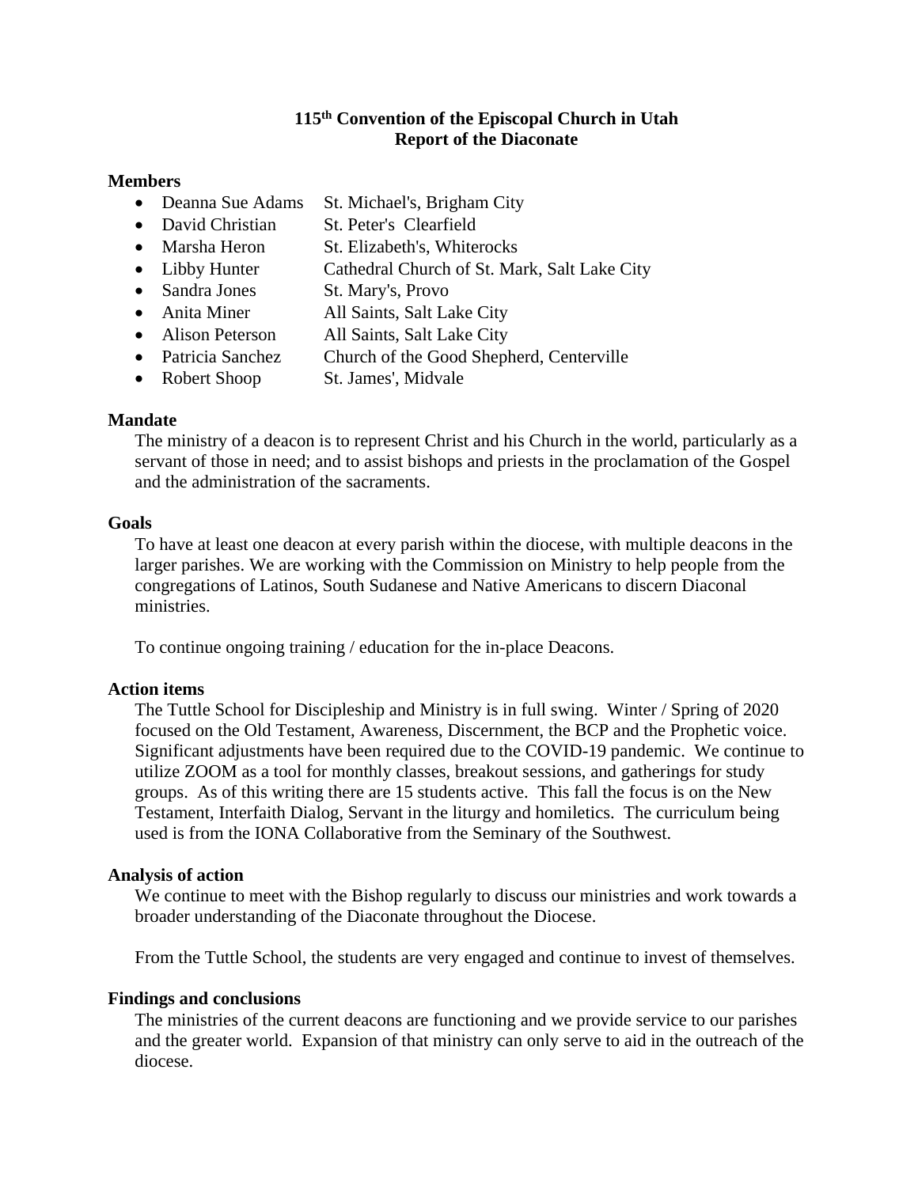# 115th Convention of the Episcopal Church in Utah
## Report of the Diaconate

### Members

- Deanna Sue Adams — St. Michael's, Brigham City
- David Christian — St. Peter's Clearfield
- Marsha Heron — St. Elizabeth's, Whiterocks
- Libby Hunter — Cathedral Church of St. Mark, Salt Lake City
- Sandra Jones — St. Mary's, Provo
- Anita Miner — All Saints, Salt Lake City
- Alison Peterson — All Saints, Salt Lake City
- Patricia Sanchez — Church of the Good Shepherd, Centerville
- Robert Shoop — St. James', Midvale

### Mandate

The ministry of a deacon is to represent Christ and his Church in the world, particularly as a servant of those in need; and to assist bishops and priests in the proclamation of the Gospel and the administration of the sacraments.

### Goals

To have at least one deacon at every parish within the diocese, with multiple deacons in the larger parishes. We are working with the Commission on Ministry to help people from the congregations of Latinos, South Sudanese and Native Americans to discern Diaconal ministries.

To continue ongoing training / education for the in-place Deacons.

### Action items

The Tuttle School for Discipleship and Ministry is in full swing. Winter / Spring of 2020 focused on the Old Testament, Awareness, Discernment, the BCP and the Prophetic voice. Significant adjustments have been required due to the COVID-19 pandemic. We continue to utilize ZOOM as a tool for monthly classes, breakout sessions, and gatherings for study groups. As of this writing there are 15 students active. This fall the focus is on the New Testament, Interfaith Dialog, Servant in the liturgy and homiletics. The curriculum being used is from the IONA Collaborative from the Seminary of the Southwest.

### Analysis of action

We continue to meet with the Bishop regularly to discuss our ministries and work towards a broader understanding of the Diaconate throughout the Diocese.

From the Tuttle School, the students are very engaged and continue to invest of themselves.

### Findings and conclusions

The ministries of the current deacons are functioning and we provide service to our parishes and the greater world. Expansion of that ministry can only serve to aid in the outreach of the diocese.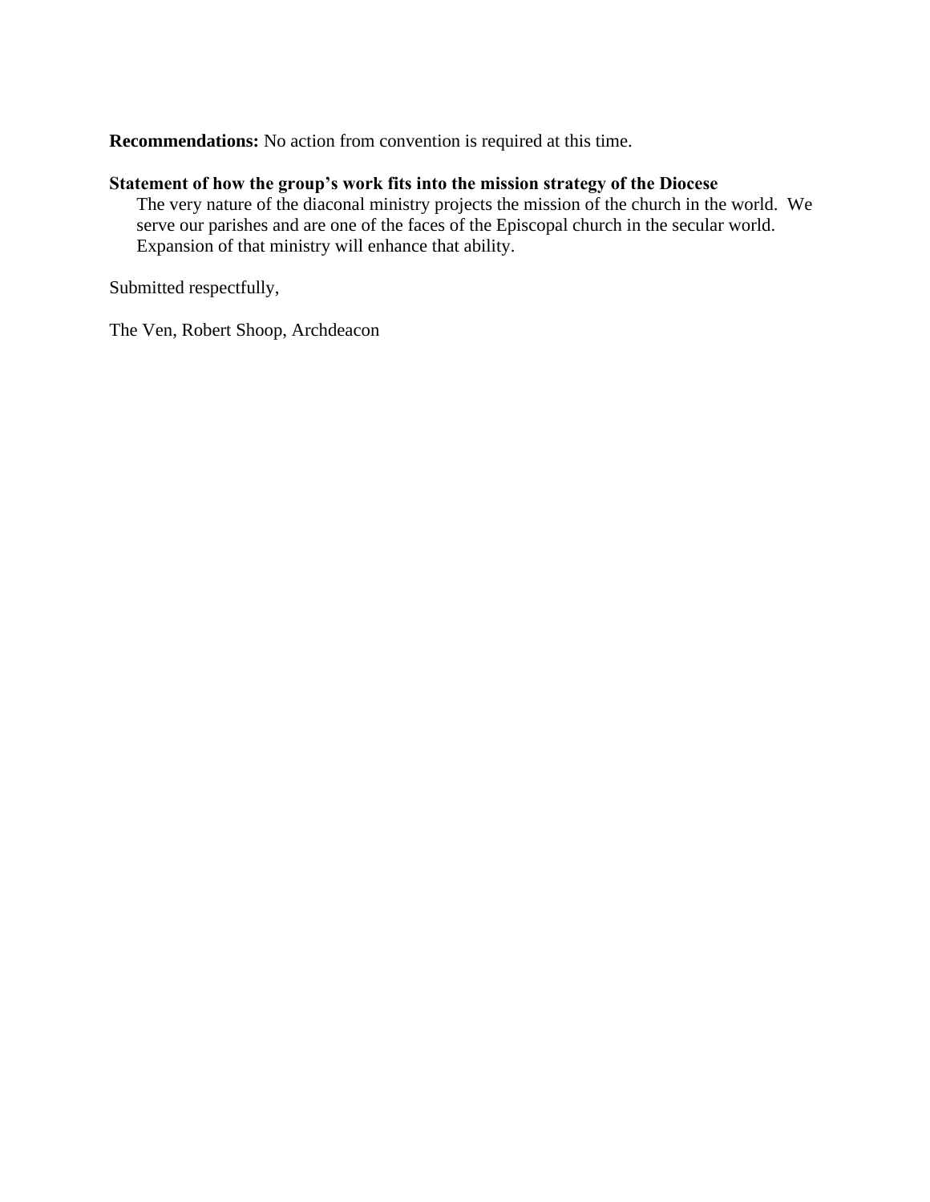**Recommendations:** No action from convention is required at this time.

**Statement of how the group's work fits into the mission strategy of the Diocese**

The very nature of the diaconal ministry projects the mission of the church in the world. We serve our parishes and are one of the faces of the Episcopal church in the secular world. Expansion of that ministry will enhance that ability.

Submitted respectfully,

The Ven, Robert Shoop, Archdeacon